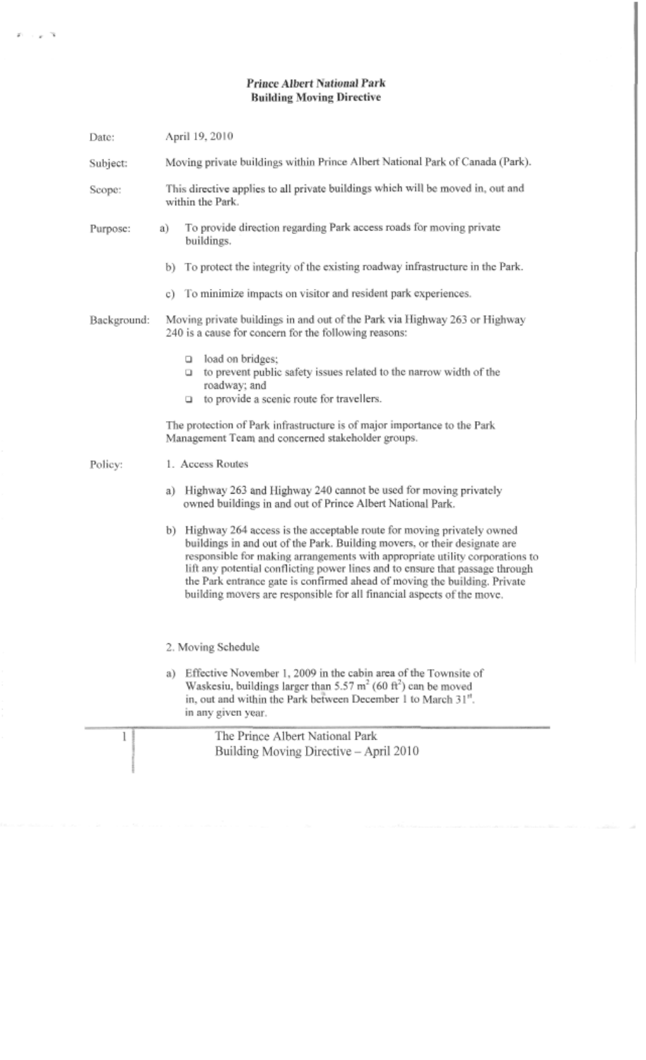**Prince Albert National Park**
**Building Moving Directive**

Date: April 19, 2010

Subject: Moving private buildings within Prince Albert National Park of Canada (Park).

Scope: This directive applies to all private buildings which will be moved in, out and within the Park.

Purpose:

a) To provide direction regarding Park access roads for moving private buildings.

b) To protect the integrity of the existing roadway infrastructure in the Park.

c) To minimize impacts on visitor and resident park experiences.

Background: Moving private buildings in and out of the Park via Highway 263 or Highway 240 is a cause for concern for the following reasons:

- load on bridges;
- to prevent public safety issues related to the narrow width of the roadway; and
- to provide a scenic route for travellers.

The protection of Park infrastructure is of major importance to the Park Management Team and concerned stakeholder groups.

Policy:

1. Access Routes

a) Highway 263 and Highway 240 cannot be used for moving privately owned buildings in and out of Prince Albert National Park.

b) Highway 264 access is the acceptable route for moving privately owned buildings in and out of the Park. Building movers, or their designate are responsible for making arrangements with appropriate utility corporations to lift any potential conflicting power lines and to ensure that passage through the Park entrance gate is confirmed ahead of moving the building. Private building movers are responsible for all financial aspects of the move.

2. Moving Schedule

a) Effective November 1, 2009 in the cabin area of the Townsite of Waskesiu, buildings larger than 5.57 $m^2$ (60 $ft^2$) can be moved in, out and within the Park between December 1 to March 31st. in any given year.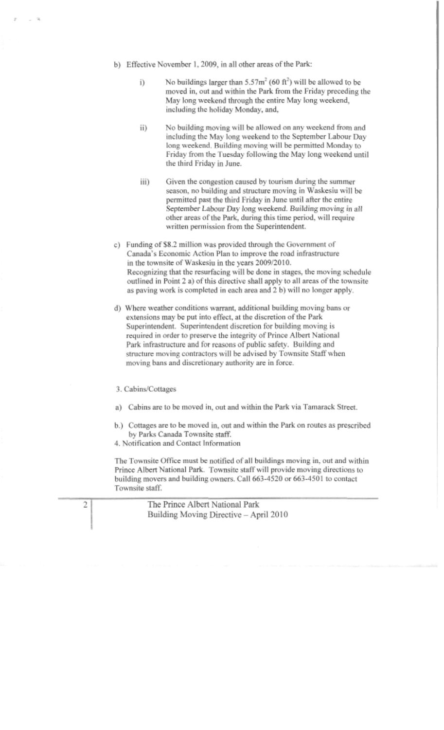b) Effective November 1, 2009, in all other areas of the Park:

   i) No buildings larger than $5.57m^2$ ($60 ft^2$) will be allowed to be moved in, out and within the Park from the Friday preceding the May long weekend through the entire May long weekend, including the holiday Monday, and,

   ii) No building moving will be allowed on any weekend from and including the May long weekend to the September Labour Day long weekend. Building moving will be permitted Monday to Friday from the Tuesday following the May long weekend until the third Friday in June.

   iii) Given the congestion caused by tourism during the summer season, no building and structure moving in Waskesiu will be permitted past the third Friday in June until after the entire September Labour Day long weekend. *Building moving in all other areas of the Park, during this time period, will require written permission from the Superintendent.*

c) Funding of $8.2 million was provided through the Government of Canada's Economic Action Plan to improve the road infrastructure in the townsite of Waskesiu in the years 2009/2010.
Recognizing that the resurfacing will be done in stages, the moving schedule outlined in Point 2 a) of this directive shall apply to all areas of the townsite as paving work is completed in each area and 2 b) will no longer apply.

d) Where weather conditions warrant, additional building moving bans or extensions may be put into effect, at the discretion of the Park Superintendent. Superintendent discretion for building moving is required in order to preserve the integrity of Prince Albert National Park infrastructure and for reasons of public safety. Building and structure moving contractors will be advised by Townsite Staff when moving bans and discretionary authority are in force.

3. Cabins/Cottages

a) Cabins are to be moved in, out and within the Park via Tamarack Street.

b.) Cottages are to be moved in, out and within the Park on routes as prescribed by Parks Canada Townsite staff.

4. Notification and Contact Information

The Townsite Office must be notified of all buildings moving in, out and within Prince Albert National Park. Townsite staff will provide moving directions to building movers and building owners. Call 663-4520 or 663-4501 to contact Townsite staff.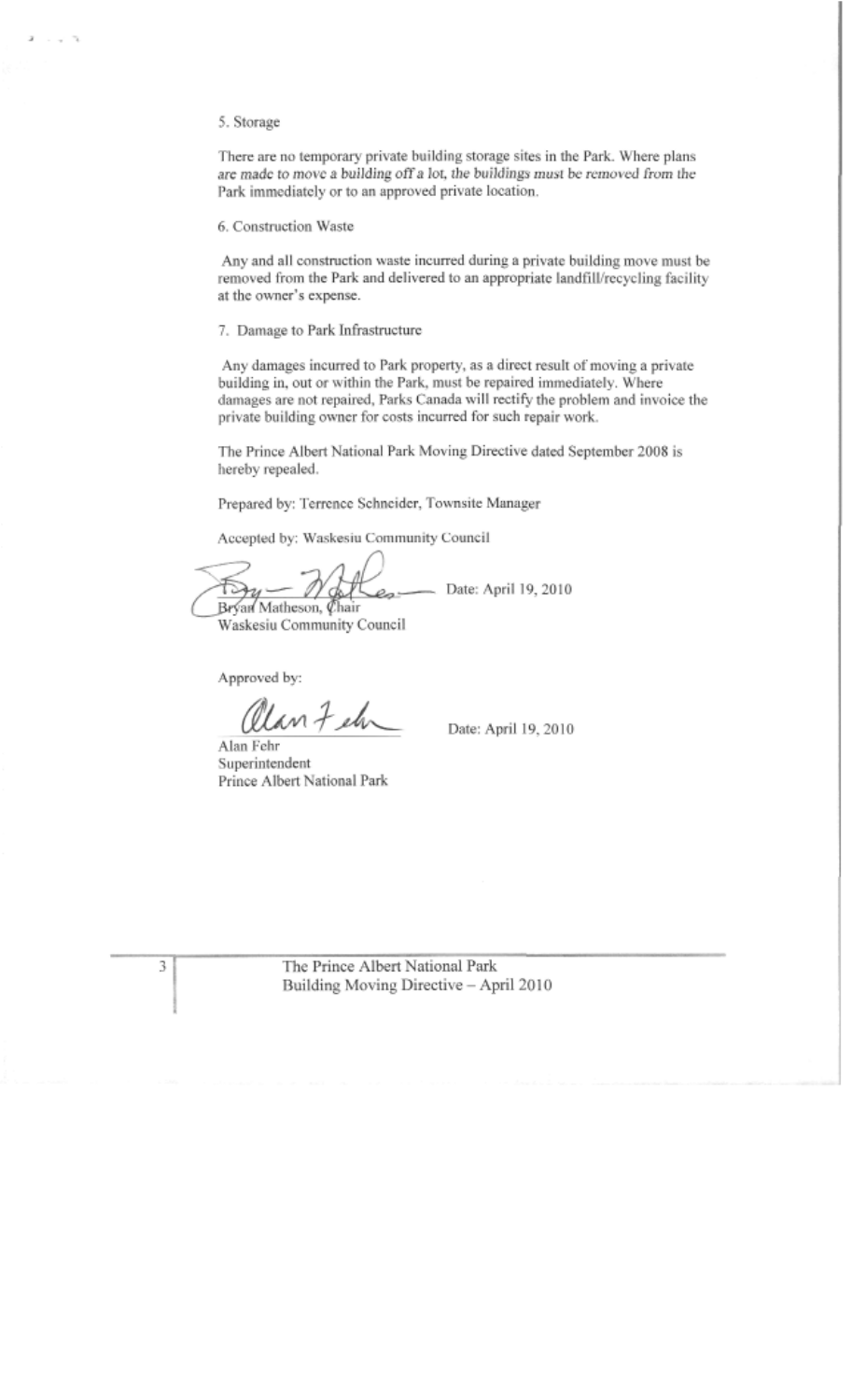5. Storage

There are no temporary private building storage sites in the Park. Where plans are made to move a building off a lot, the buildings must be removed from the Park immediately or to an approved private location.

6. Construction Waste

Any and all construction waste incurred during a private building move must be removed from the Park and delivered to an appropriate landfill/recycling facility at the owner's expense.

7. Damage to Park Infrastructure

Any damages incurred to Park property, as a direct result of moving a private building in, out or within the Park, must be repaired immediately. Where damages are not repaired, Parks Canada will rectify the problem and invoice the private building owner for costs incurred for such repair work.

The Prince Albert National Park Moving Directive dated September 2008 is hereby repealed.

Prepared by: Terrence Schneider, Townsite Manager

Accepted by: Waskesiu Community Council

Bryan Matheson, Chair
Waskesiu Community Council

Date: April 19, 2010

Approved by:

Alan Fehr
Superintendent
Prince Albert National Park

Date: April 19, 2010